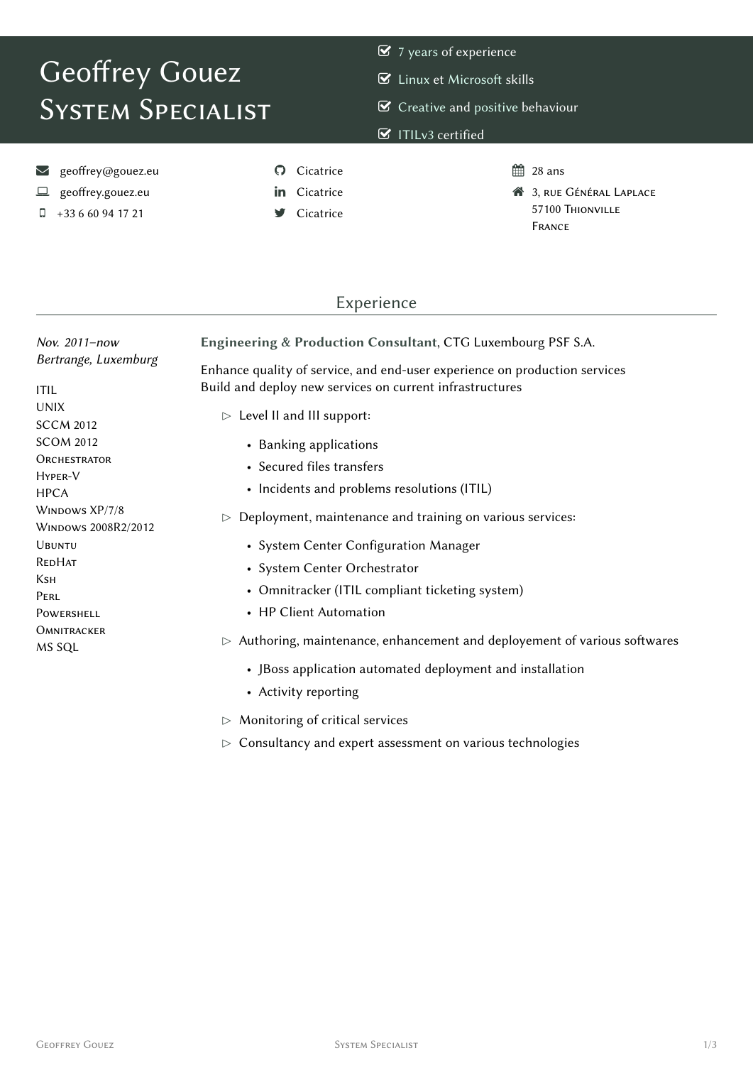# Geoffrey Gouez
## System Specialist

- 7 years of experience
- Linux et Microsoft skills
- Creative and positive behaviour
- ITILv3 certified

geoffrey@gouez.eu
geoffrey.gouez.eu
+33 6 60 94 17 21

Cicatrice
Cicatrice
Cicatrice

28 ans
3, rue Général Laplace
57100 Thionville
France

## Experience

*Nov. 2011–now*
*Bertrange, Luxemburg*

ITIL
UNIX
SCCM 2012
SCOM 2012
Orchestrator
Hyper-V
HPCA
Windows XP/7/8
Windows 2008R2/2012
Ubuntu
RedHat
Ksh
Perl
Powershell
Omnitracker
MS SQL

**Engineering & Production Consultant**, CTG Luxembourg PSF S.A.

Enhance quality of service, and end-user experience on production services
Build and deploy new services on current infrastructures

- Level II and III support:
  - Banking applications
  - Secured files transfers
  - Incidents and problems resolutions (ITIL)
- Deployment, maintenance and training on various services:
  - System Center Configuration Manager
  - System Center Orchestrator
  - Omnitracker (ITIL compliant ticketing system)
  - HP Client Automation
- Authoring, maintenance, enhancement and deployement of various softwares
  - JBoss application automated deployment and installation
  - Activity reporting
- Monitoring of critical services
- Consultancy and expert assessment on various technologies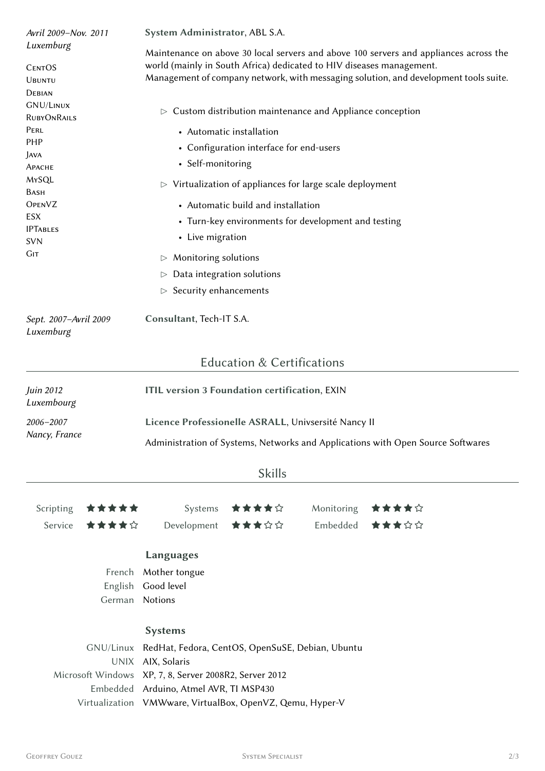*Avril 2009–Nov. 2011*
*Luxemburg*

**System Administrator**, ABL S.A.

CentOS
Ubuntu
Debian
GNU/Linux
RubyOnRails
Perl
PHP
Java
Apache
MySQL
Bash
OpenVZ
ESX
IPTables
SVN
Git

Maintenance on above 30 local servers and above 100 servers and appliances across the world (mainly in South Africa) dedicated to HIV diseases management.
Management of company network, with messaging solution, and development tools suite.

- ▷ Custom distribution maintenance and Appliance conception
  - Automatic installation
  - Configuration interface for end-users
  - Self-monitoring
- ▷ Virtualization of appliances for large scale deployment
  - Automatic build and installation
  - Turn-key environments for development and testing
  - Live migration
- ▷ Monitoring solutions
- ▷ Data integration solutions
- ▷ Security enhancements

*Sept. 2007–Avril 2009*
*Luxemburg*

**Consultant**, Tech-IT S.A.

## Education & Certifications

*Juin 2012*
*Luxembourg*

**ITIL version 3 Foundation certification**, EXIN

*2006–2007*
*Nancy, France*

**Licence Professionelle ASRALL**, Univsersité Nancy II

Administration of Systems, Networks and Applications with Open Source Softwares

## Skills

| | | | | | |
|---|---|---|---|---|---|
| Scripting | ★★★★★ | Systems | ★★★★☆ | Monitoring | ★★★★☆ |
| Service | ★★★★☆ | Development | ★★★☆☆ | Embedded | ★★★☆☆ |

### Languages

| | |
|---|---|
| French | Mother tongue |
| English | Good level |
| German | Notions |

### Systems

| | |
|---|---|
| GNU/Linux | RedHat, Fedora, CentOS, OpenSuSE, Debian, Ubuntu |
| UNIX | AIX, Solaris |
| Microsoft Windows | XP, 7, 8, Server 2008R2, Server 2012 |
| Embedded | Arduino, Atmel AVR, TI MSP430 |
| Virtualization | VMWware, VirtualBox, OpenVZ, Qemu, Hyper-V |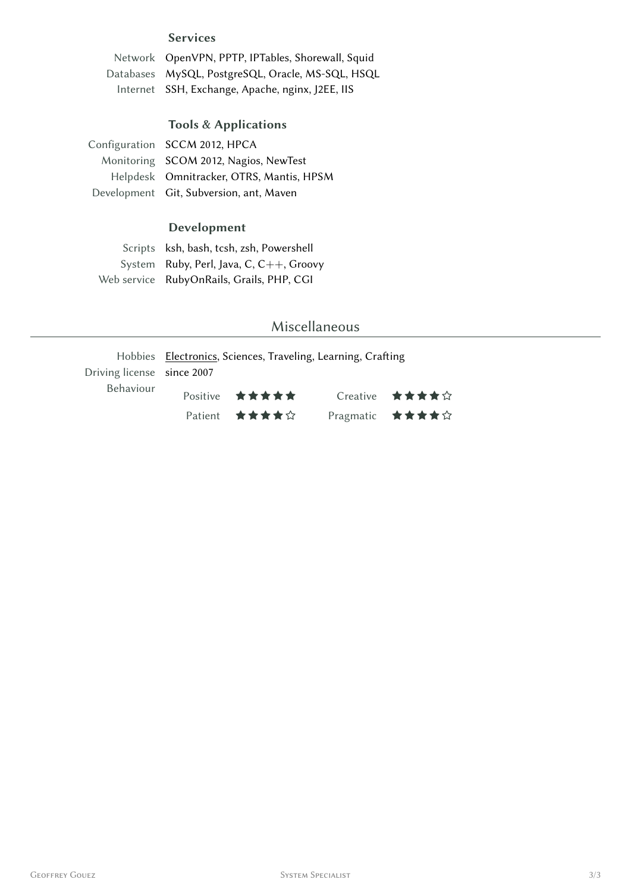### Services

| | |
|---|---|
| Network | OpenVPN, PPTP, IPTables, Shorewall, Squid |
| Databases | MySQL, PostgreSQL, Oracle, MS-SQL, HSQL |
| Internet | SSH, Exchange, Apache, nginx, J2EE, IIS |

### Tools & Applications

| | |
|---|---|
| Configuration | SCCM 2012, HPCA |
| Monitoring | SCOM 2012, Nagios, NewTest |
| Helpdesk | Omnitracker, OTRS, Mantis, HPSM |
| Development | Git, Subversion, ant, Maven |

### Development

| | |
|---|---|
| Scripts | ksh, bash, tcsh, zsh, Powershell |
| System | Ruby, Perl, Java, C, C++, Groovy |
| Web service | RubyOnRails, Grails, PHP, CGI |

## Miscellaneous

| | |
|---|---|
| Hobbies | Electronics, Sciences, Traveling, Learning, Crafting |
| Driving license | since 2007 |

Behaviour

| | | | |
|---|---|---|---|
| Positive | ★★★★★ | Creative | ★★★★☆ |
| Patient | ★★★★☆ | Pragmatic | ★★★★☆ |